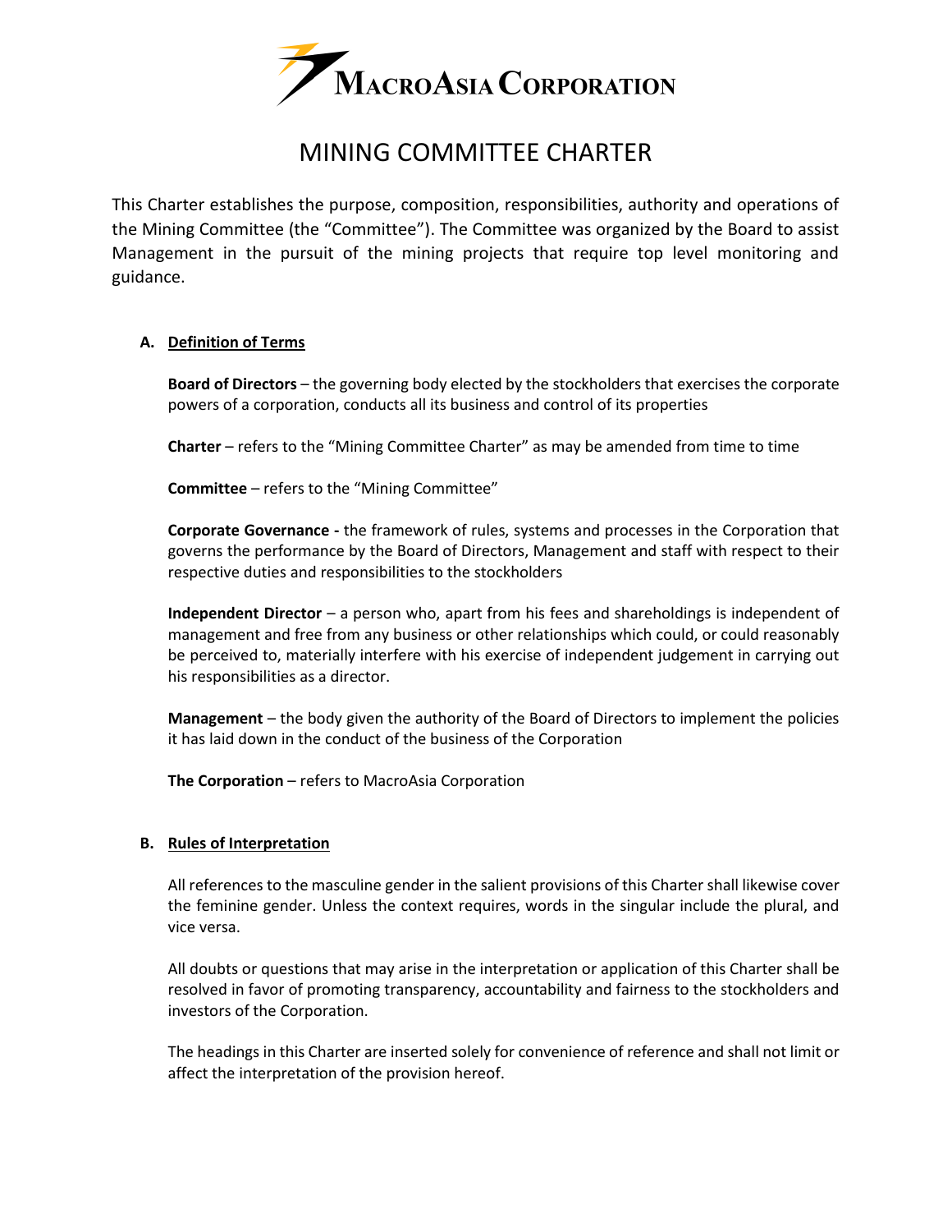# MINING COMMITTEE CHARTER

This Charter establishes the purpose, composition, responsibilities, authority and operations of the Mining Committee (the "Committee"). The Committee was organized by the Board to assist Management in the pursuit of the mining projects that require top level monitoring and guidance.

## A. Definition of Terms

**Board of Directors** – the governing body elected by the stockholders that exercises the corporate powers of a corporation, conducts all its business and control of its properties

**Charter** – refers to the "Mining Committee Charter" as may be amended from time to time

**Committee** – refers to the "Mining Committee"

**Corporate Governance -** the framework of rules, systems and processes in the Corporation that governs the performance by the Board of Directors, Management and staff with respect to their respective duties and responsibilities to the stockholders

**Independent Director** – a person who, apart from his fees and shareholdings is independent of management and free from any business or other relationships which could, or could reasonably be perceived to, materially interfere with his exercise of independent judgement in carrying out his responsibilities as a director.

**Management** – the body given the authority of the Board of Directors to implement the policies it has laid down in the conduct of the business of the Corporation

**The Corporation** – refers to MacroAsia Corporation

## B. Rules of Interpretation

All references to the masculine gender in the salient provisions of this Charter shall likewise cover the feminine gender. Unless the context requires, words in the singular include the plural, and vice versa.

All doubts or questions that may arise in the interpretation or application of this Charter shall be resolved in favor of promoting transparency, accountability and fairness to the stockholders and investors of the Corporation.

The headings in this Charter are inserted solely for convenience of reference and shall not limit or affect the interpretation of the provision hereof.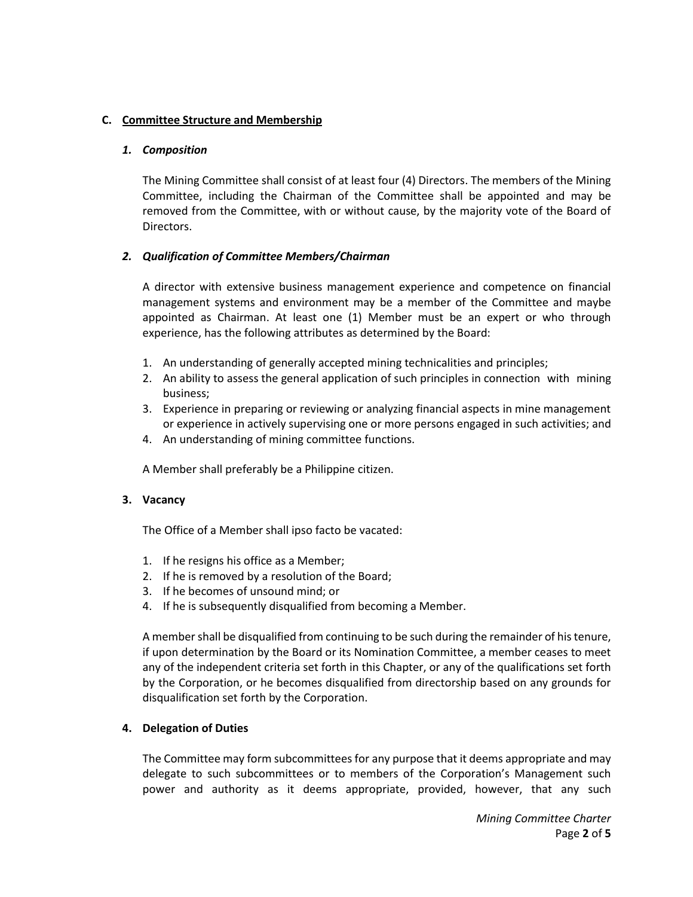## C. Committee Structure and Membership

### *1. Composition*

The Mining Committee shall consist of at least four (4) Directors. The members of the Mining Committee, including the Chairman of the Committee shall be appointed and may be removed from the Committee, with or without cause, by the majority vote of the Board of Directors.

### *2. Qualification of Committee Members/Chairman*

A director with extensive business management experience and competence on financial management systems and environment may be a member of the Committee and maybe appointed as Chairman. At least one (1) Member must be an expert or who through experience, has the following attributes as determined by the Board:

1. An understanding of generally accepted mining technicalities and principles;
2. An ability to assess the general application of such principles in connection with mining business;
3. Experience in preparing or reviewing or analyzing financial aspects in mine management or experience in actively supervising one or more persons engaged in such activities; and
4. An understanding of mining committee functions.

A Member shall preferably be a Philippine citizen.

### 3. Vacancy

The Office of a Member shall ipso facto be vacated:

1. If he resigns his office as a Member;
2. If he is removed by a resolution of the Board;
3. If he becomes of unsound mind; or
4. If he is subsequently disqualified from becoming a Member.

A member shall be disqualified from continuing to be such during the remainder of his tenure, if upon determination by the Board or its Nomination Committee, a member ceases to meet any of the independent criteria set forth in this Chapter, or any of the qualifications set forth by the Corporation, or he becomes disqualified from directorship based on any grounds for disqualification set forth by the Corporation.

### 4. Delegation of Duties

The Committee may form subcommittees for any purpose that it deems appropriate and may delegate to such subcommittees or to members of the Corporation's Management such power and authority as it deems appropriate, provided, however, that any such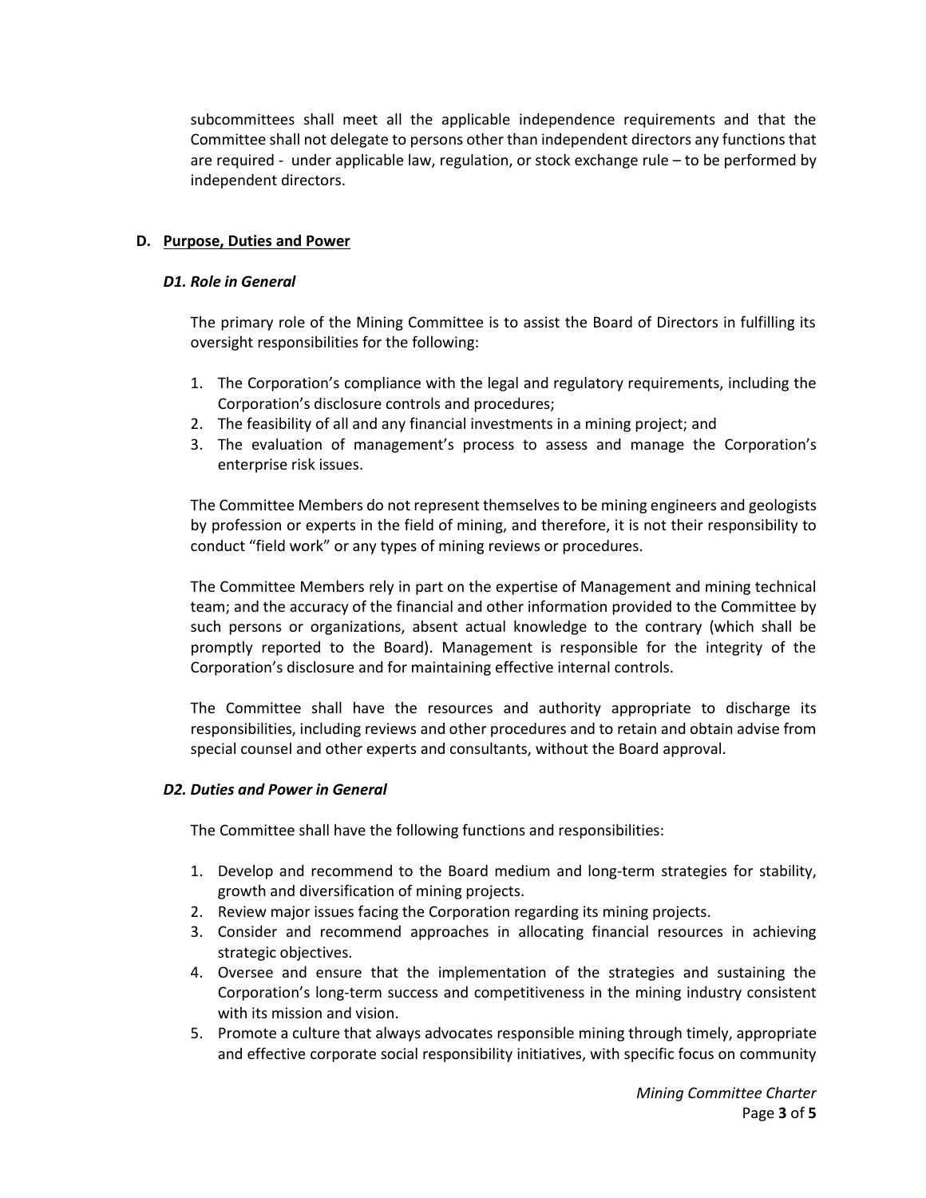subcommittees shall meet all the applicable independence requirements and that the Committee shall not delegate to persons other than independent directors any functions that are required - under applicable law, regulation, or stock exchange rule – to be performed by independent directors.

### D. <u>Purpose, Duties and Power</u>

#### *D1. Role in General*

The primary role of the Mining Committee is to assist the Board of Directors in fulfilling its oversight responsibilities for the following:

1. The Corporation's compliance with the legal and regulatory requirements, including the Corporation's disclosure controls and procedures;
2. The feasibility of all and any financial investments in a mining project; and
3. The evaluation of management's process to assess and manage the Corporation's enterprise risk issues.

The Committee Members do not represent themselves to be mining engineers and geologists by profession or experts in the field of mining, and therefore, it is not their responsibility to conduct "field work" or any types of mining reviews or procedures.

The Committee Members rely in part on the expertise of Management and mining technical team; and the accuracy of the financial and other information provided to the Committee by such persons or organizations, absent actual knowledge to the contrary (which shall be promptly reported to the Board). Management is responsible for the integrity of the Corporation's disclosure and for maintaining effective internal controls.

The Committee shall have the resources and authority appropriate to discharge its responsibilities, including reviews and other procedures and to retain and obtain advise from special counsel and other experts and consultants, without the Board approval.

#### *D2. Duties and Power in General*

The Committee shall have the following functions and responsibilities:

1. Develop and recommend to the Board medium and long-term strategies for stability, growth and diversification of mining projects.
2. Review major issues facing the Corporation regarding its mining projects.
3. Consider and recommend approaches in allocating financial resources in achieving strategic objectives.
4. Oversee and ensure that the implementation of the strategies and sustaining the Corporation's long-term success and competitiveness in the mining industry consistent with its mission and vision.
5. Promote a culture that always advocates responsible mining through timely, appropriate and effective corporate social responsibility initiatives, with specific focus on community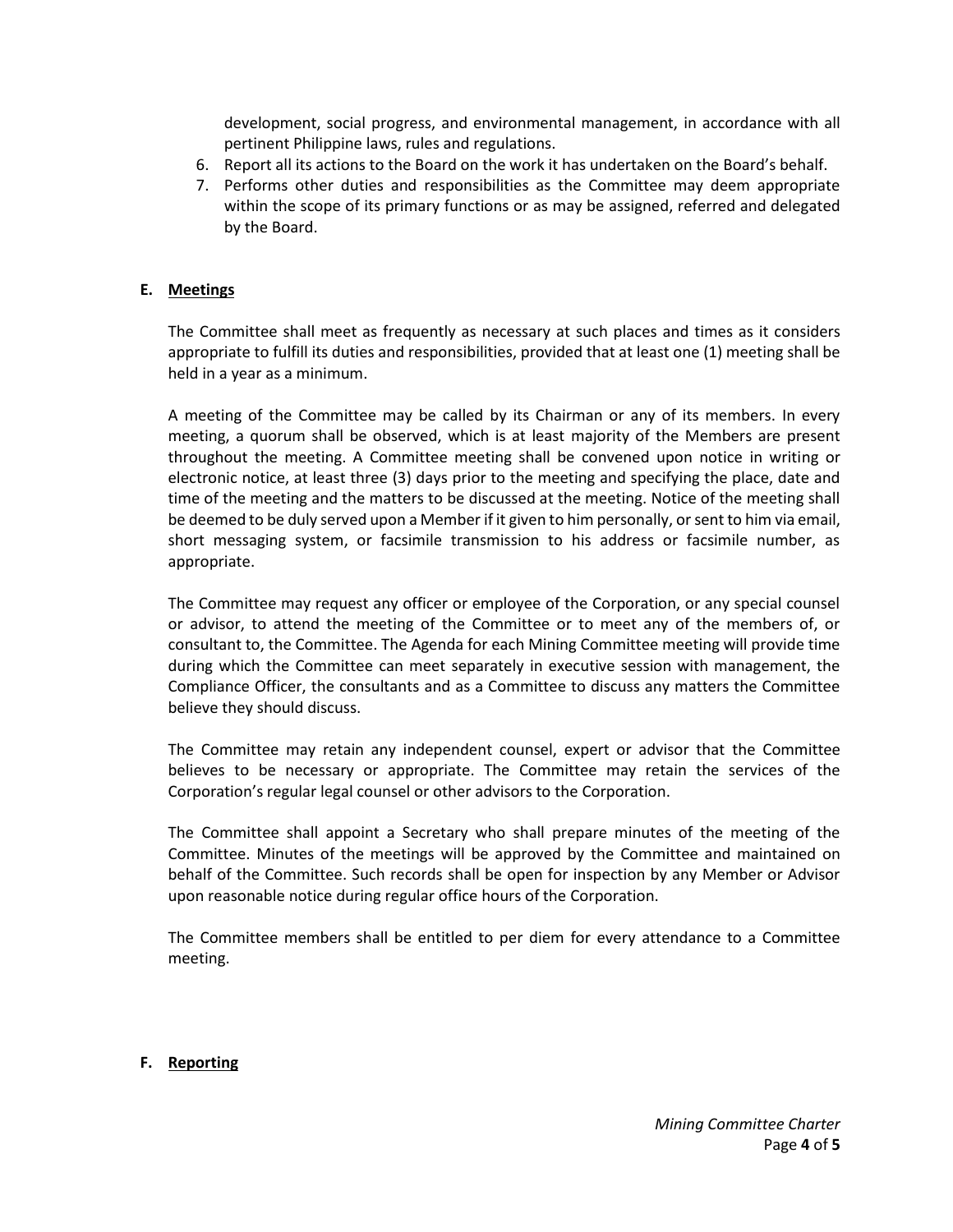development, social progress, and environmental management, in accordance with all pertinent Philippine laws, rules and regulations.

6. Report all its actions to the Board on the work it has undertaken on the Board's behalf.
7. Performs other duties and responsibilities as the Committee may deem appropriate within the scope of its primary functions or as may be assigned, referred and delegated by the Board.

## E. Meetings

The Committee shall meet as frequently as necessary at such places and times as it considers appropriate to fulfill its duties and responsibilities, provided that at least one (1) meeting shall be held in a year as a minimum.

A meeting of the Committee may be called by its Chairman or any of its members. In every meeting, a quorum shall be observed, which is at least majority of the Members are present throughout the meeting. A Committee meeting shall be convened upon notice in writing or electronic notice, at least three (3) days prior to the meeting and specifying the place, date and time of the meeting and the matters to be discussed at the meeting. Notice of the meeting shall be deemed to be duly served upon a Member if it given to him personally, or sent to him via email, short messaging system, or facsimile transmission to his address or facsimile number, as appropriate.

The Committee may request any officer or employee of the Corporation, or any special counsel or advisor, to attend the meeting of the Committee or to meet any of the members of, or consultant to, the Committee. The Agenda for each Mining Committee meeting will provide time during which the Committee can meet separately in executive session with management, the Compliance Officer, the consultants and as a Committee to discuss any matters the Committee believe they should discuss.

The Committee may retain any independent counsel, expert or advisor that the Committee believes to be necessary or appropriate. The Committee may retain the services of the Corporation's regular legal counsel or other advisors to the Corporation.

The Committee shall appoint a Secretary who shall prepare minutes of the meeting of the Committee. Minutes of the meetings will be approved by the Committee and maintained on behalf of the Committee. Such records shall be open for inspection by any Member or Advisor upon reasonable notice during regular office hours of the Corporation.

The Committee members shall be entitled to per diem for every attendance to a Committee meeting.

## F. Reporting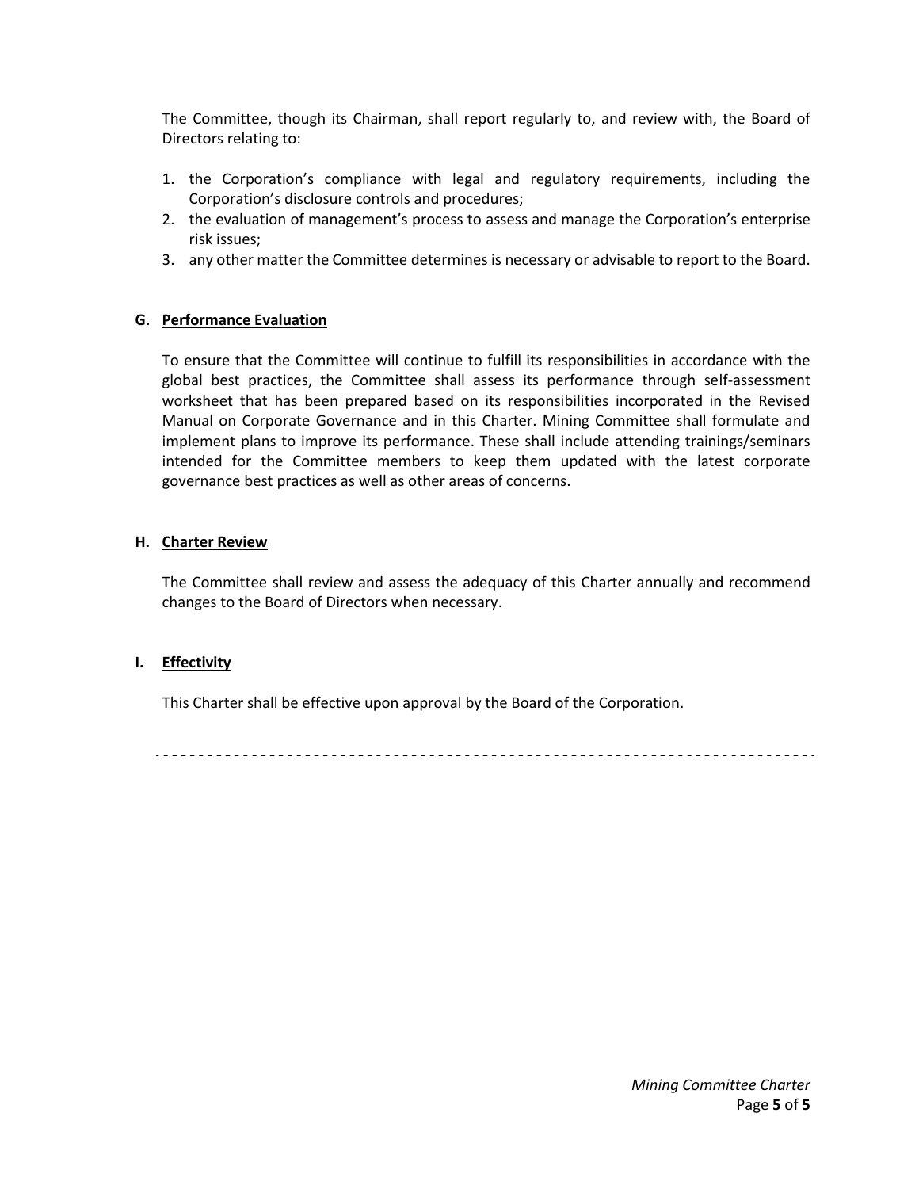The Committee, though its Chairman, shall report regularly to, and review with, the Board of Directors relating to:

1. the Corporation's compliance with legal and regulatory requirements, including the Corporation's disclosure controls and procedures;
2. the evaluation of management's process to assess and manage the Corporation's enterprise risk issues;
3. any other matter the Committee determines is necessary or advisable to report to the Board.

**G. <u>Performance Evaluation</u>**

To ensure that the Committee will continue to fulfill its responsibilities in accordance with the global best practices, the Committee shall assess its performance through self-assessment worksheet that has been prepared based on its responsibilities incorporated in the Revised Manual on Corporate Governance and in this Charter. Mining Committee shall formulate and implement plans to improve its performance. These shall include attending trainings/seminars intended for the Committee members to keep them updated with the latest corporate governance best practices as well as other areas of concerns.

**H. <u>Charter Review</u>**

The Committee shall review and assess the adequacy of this Charter annually and recommend changes to the Board of Directors when necessary.

**I. <u>Effectivity</u>**

This Charter shall be effective upon approval by the Board of the Corporation.

- - - - - - - - - - - - - - - - - - - - - - - - - - - - - - - - - - - - - - - - - - - - - - - - - - - - - - - -